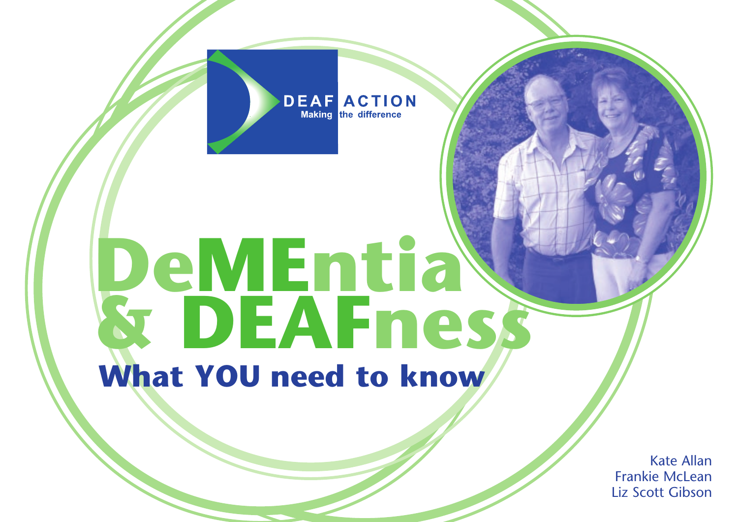DEAF ACTION
Making the difference

# DeMEntia & DEAFness

## What YOU need to know

Kate Allan
Frankie McLean
Liz Scott Gibson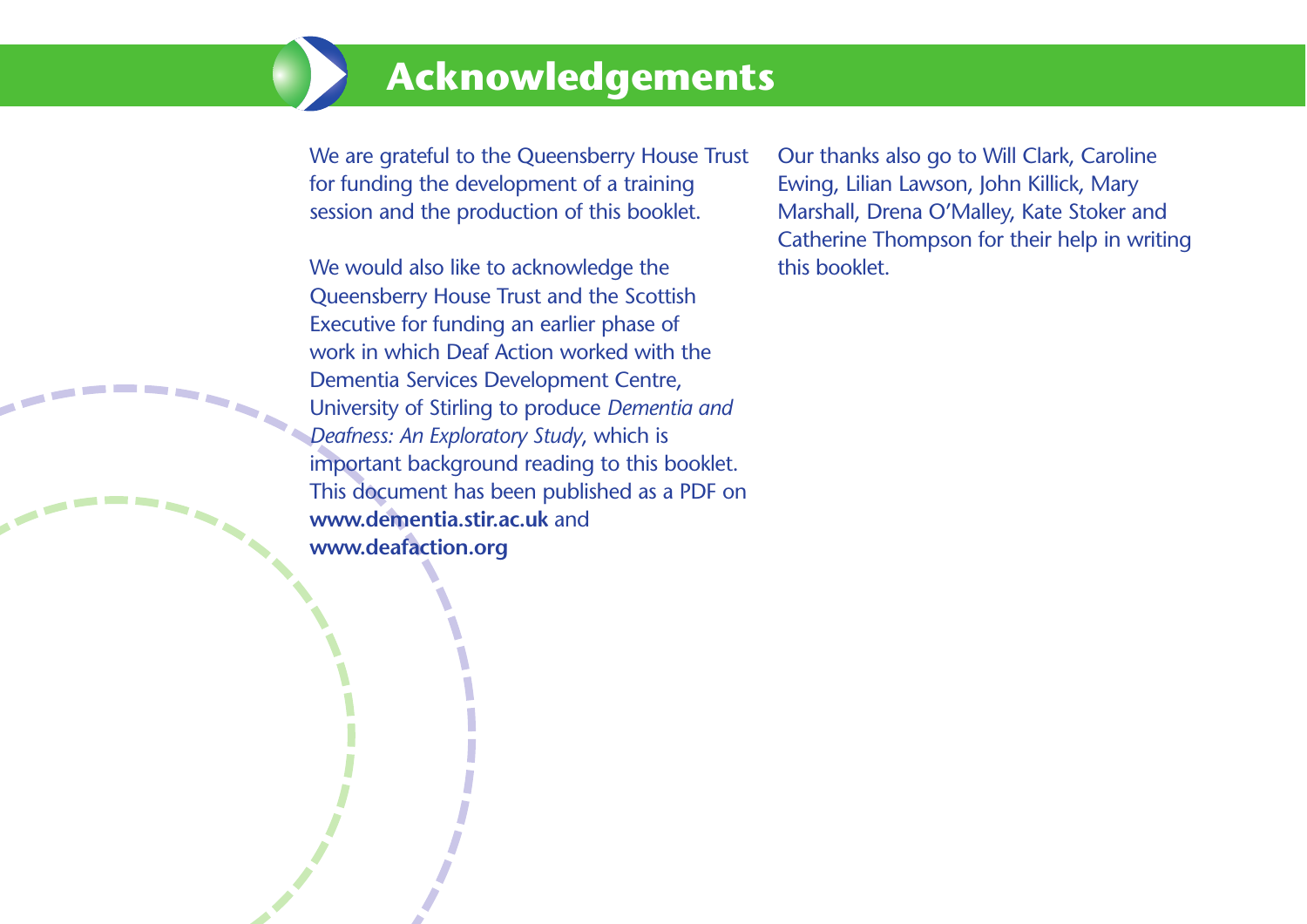# Acknowledgements

We are grateful to the Queensberry House Trust for funding the development of a training session and the production of this booklet.

We would also like to acknowledge the Queensberry House Trust and the Scottish Executive for funding an earlier phase of work in which Deaf Action worked with the Dementia Services Development Centre, University of Stirling to produce *Dementia and Deafness: An Exploratory Study*, which is important background reading to this booklet. This document has been published as a PDF on **www.dementia.stir.ac.uk** and **www.deafaction.org**

Our thanks also go to Will Clark, Caroline Ewing, Lilian Lawson, John Killick, Mary Marshall, Drena O'Malley, Kate Stoker and Catherine Thompson for their help in writing this booklet.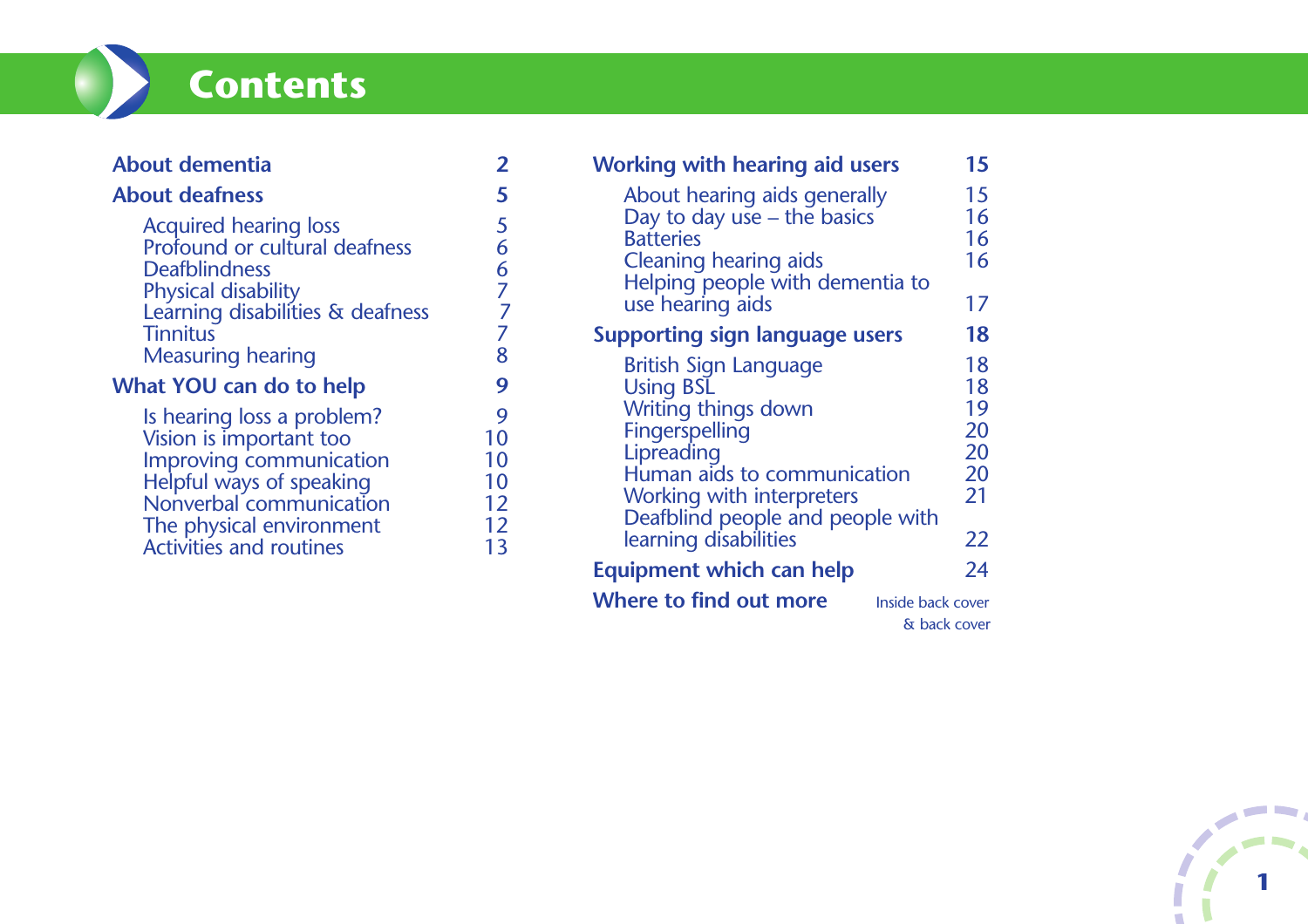# Contents

**About dementia** 2

**About deafness** 5

- Acquired hearing loss 5
- Profound or cultural deafness 6
- Deafblindness 6
- Physical disability 7
- Learning disabilities & deafness 7
- Tinnitus 7
- Measuring hearing 8

**What YOU can do to help** 9

- Is hearing loss a problem? 9
- Vision is important too 10
- Improving communication 10
- Helpful ways of speaking 10
- Nonverbal communication 12
- The physical environment 12
- Activities and routines 13

**Working with hearing aid users** 15

- About hearing aids generally 15
- Day to day use – the basics 16
- Batteries 16
- Cleaning hearing aids 16
- Helping people with dementia to use hearing aids 17

**Supporting sign language users** 18

- British Sign Language 18
- Using BSL 18
- Writing things down 19
- Fingerspelling 20
- Lipreading 20
- Human aids to communication 20
- Working with interpreters 21
- Deafblind people and people with learning disabilities 22

**Equipment which can help** 24

**Where to find out more** Inside back cover & back cover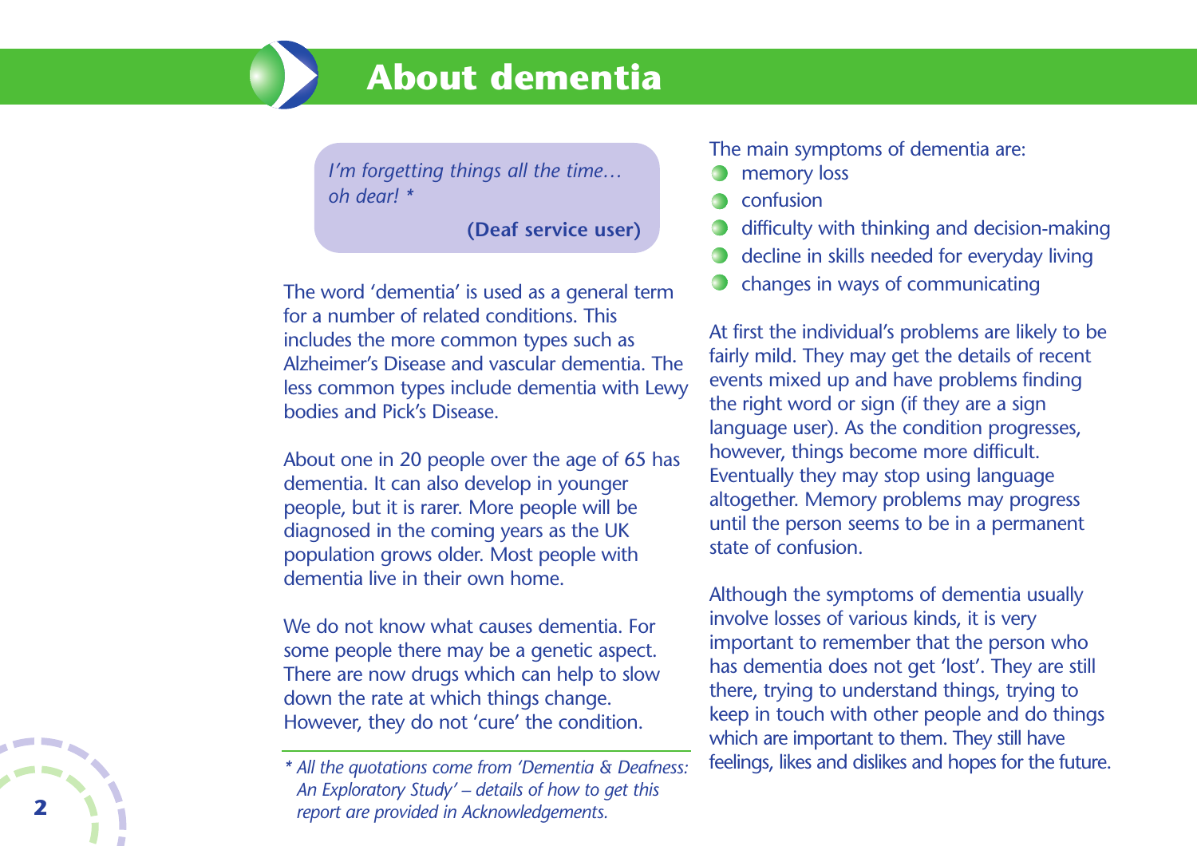# About dementia

> *I'm forgetting things all the time… oh dear! **
>
> **(Deaf service user)**

The word 'dementia' is used as a general term for a number of related conditions. This includes the more common types such as Alzheimer's Disease and vascular dementia. The less common types include dementia with Lewy bodies and Pick's Disease.

About one in 20 people over the age of 65 has dementia. It can also develop in younger people, but it is rarer. More people will be diagnosed in the coming years as the UK population grows older. Most people with dementia live in their own home.

We do not know what causes dementia. For some people there may be a genetic aspect. There are now drugs which can help to slow down the rate at which things change. However, they do not 'cure' the condition.

The main symptoms of dementia are:

- memory loss
- confusion
- difficulty with thinking and decision-making
- decline in skills needed for everyday living
- changes in ways of communicating

At first the individual's problems are likely to be fairly mild. They may get the details of recent events mixed up and have problems finding the right word or sign (if they are a sign language user). As the condition progresses, however, things become more difficult. Eventually they may stop using language altogether. Memory problems may progress until the person seems to be in a permanent state of confusion.

Although the symptoms of dementia usually involve losses of various kinds, it is very important to remember that the person who has dementia does not get 'lost'. They are still there, trying to understand things, trying to keep in touch with other people and do things which are important to them. They still have feelings, likes and dislikes and hopes for the future.

---

*\* All the quotations come from 'Dementia & Deafness: An Exploratory Study' – details of how to get this report are provided in Acknowledgements.*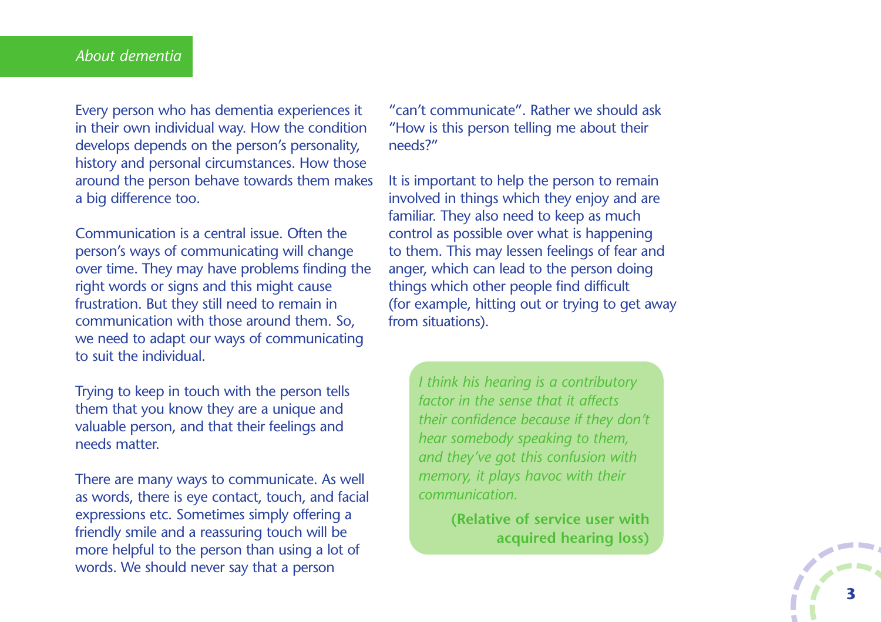Every person who has dementia experiences it in their own individual way. How the condition develops depends on the person's personality, history and personal circumstances. How those around the person behave towards them makes a big difference too.

Communication is a central issue. Often the person's ways of communicating will change over time. They may have problems finding the right words or signs and this might cause frustration. But they still need to remain in communication with those around them. So, we need to adapt our ways of communicating to suit the individual.

Trying to keep in touch with the person tells them that you know they are a unique and valuable person, and that their feelings and needs matter.

There are many ways to communicate. As well as words, there is eye contact, touch, and facial expressions etc. Sometimes simply offering a friendly smile and a reassuring touch will be more helpful to the person than using a lot of words. We should never say that a person "can't communicate". Rather we should ask "How is this person telling me about their needs?"

It is important to help the person to remain involved in things which they enjoy and are familiar. They also need to keep as much control as possible over what is happening to them. This may lessen feelings of fear and anger, which can lead to the person doing things which other people find difficult (for example, hitting out or trying to get away from situations).

> *I think his hearing is a contributory factor in the sense that it affects their confidence because if they don't hear somebody speaking to them, and they've got this confusion with memory, it plays havoc with their communication.*
>
> **(Relative of service user with acquired hearing loss)**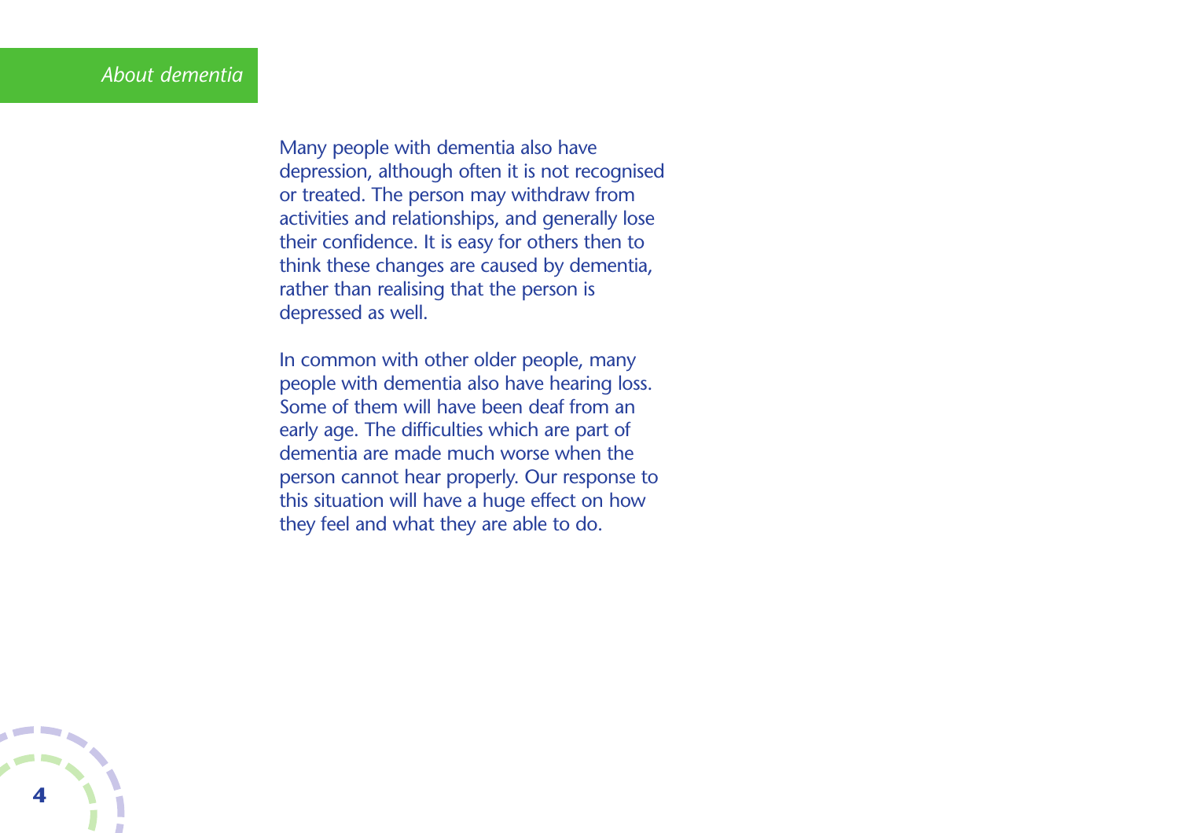Many people with dementia also have depression, although often it is not recognised or treated. The person may withdraw from activities and relationships, and generally lose their confidence. It is easy for others then to think these changes are caused by dementia, rather than realising that the person is depressed as well.

In common with other older people, many people with dementia also have hearing loss. Some of them will have been deaf from an early age. The difficulties which are part of dementia are made much worse when the person cannot hear properly. Our response to this situation will have a huge effect on how they feel and what they are able to do.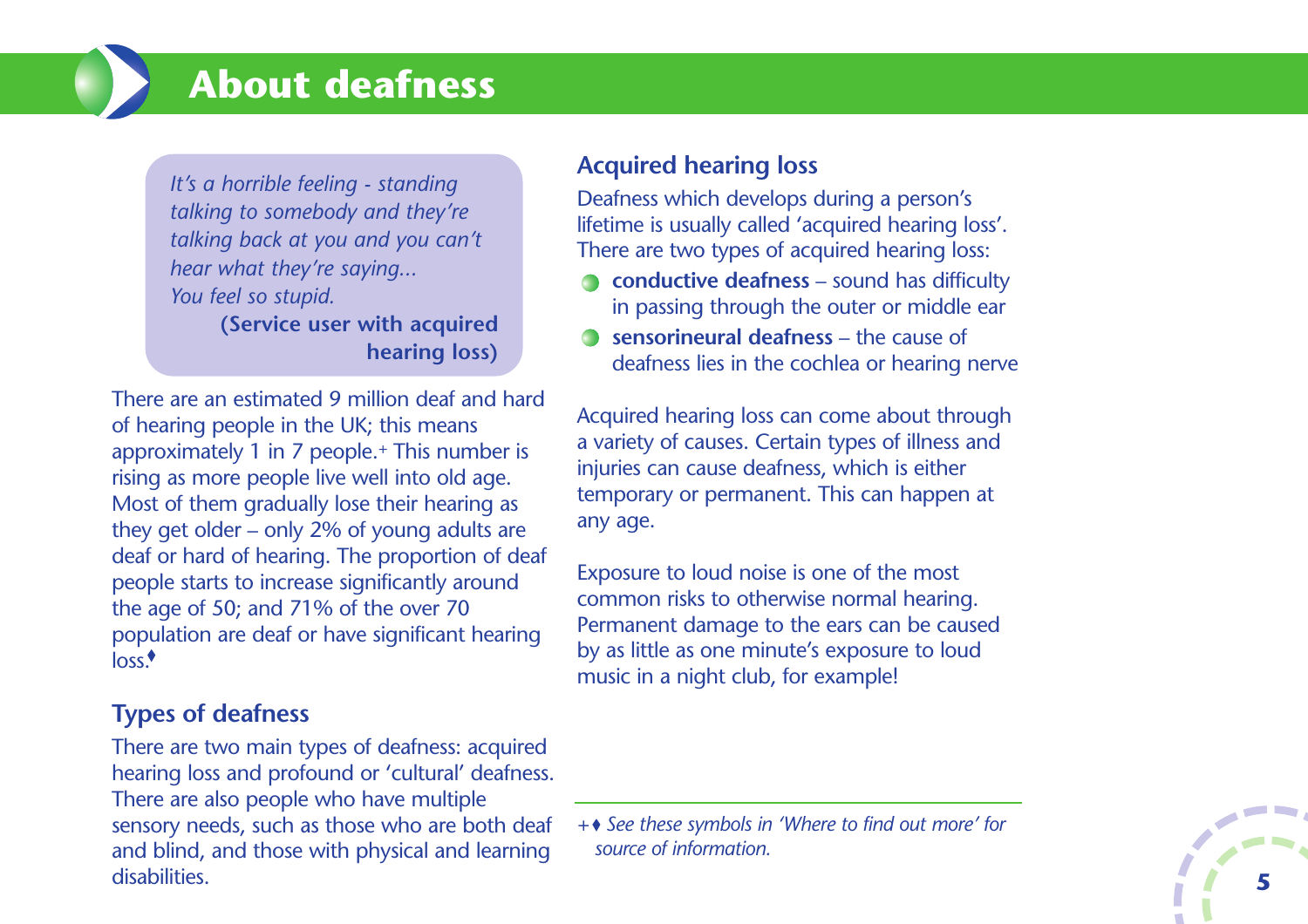# About deafness

> *It's a horrible feeling - standing talking to somebody and they're talking back at you and you can't hear what they're saying... You feel so stupid.*
>
> **(Service user with acquired hearing loss)**

There are an estimated 9 million deaf and hard of hearing people in the UK; this means approximately 1 in 7 people.+ This number is rising as more people live well into old age. Most of them gradually lose their hearing as they get older – only 2% of young adults are deaf or hard of hearing. The proportion of deaf people starts to increase significantly around the age of 50; and 71% of the over 70 population are deaf or have significant hearing loss.♦

## Types of deafness

There are two main types of deafness: acquired hearing loss and profound or 'cultural' deafness. There are also people who have multiple sensory needs, such as those who are both deaf and blind, and those with physical and learning disabilities.

## Acquired hearing loss

Deafness which develops during a person's lifetime is usually called 'acquired hearing loss'. There are two types of acquired hearing loss:

- **conductive deafness** – sound has difficulty in passing through the outer or middle ear
- **sensorineural deafness** – the cause of deafness lies in the cochlea or hearing nerve

Acquired hearing loss can come about through a variety of causes. Certain types of illness and injuries can cause deafness, which is either temporary or permanent. This can happen at any age.

Exposure to loud noise is one of the most common risks to otherwise normal hearing. Permanent damage to the ears can be caused by as little as one minute's exposure to loud music in a night club, for example!

---

*+♦ See these symbols in 'Where to find out more' for source of information.*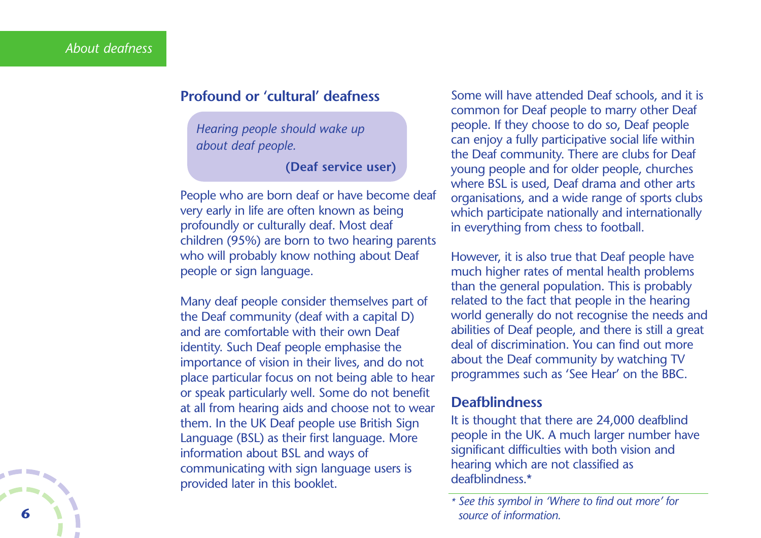## Profound or 'cultural' deafness

> *Hearing people should wake up about deaf people.*
>
> **(Deaf service user)**

People who are born deaf or have become deaf very early in life are often known as being profoundly or culturally deaf. Most deaf children (95%) are born to two hearing parents who will probably know nothing about Deaf people or sign language.

Many deaf people consider themselves part of the Deaf community (deaf with a capital D) and are comfortable with their own Deaf identity. Such Deaf people emphasise the importance of vision in their lives, and do not place particular focus on not being able to hear or speak particularly well. Some do not benefit at all from hearing aids and choose not to wear them. In the UK Deaf people use British Sign Language (BSL) as their first language. More information about BSL and ways of communicating with sign language users is provided later in this booklet.

Some will have attended Deaf schools, and it is common for Deaf people to marry other Deaf people. If they choose to do so, Deaf people can enjoy a fully participative social life within the Deaf community. There are clubs for Deaf young people and for older people, churches where BSL is used, Deaf drama and other arts organisations, and a wide range of sports clubs which participate nationally and internationally in everything from chess to football.

However, it is also true that Deaf people have much higher rates of mental health problems than the general population. This is probably related to the fact that people in the hearing world generally do not recognise the needs and abilities of Deaf people, and there is still a great deal of discrimination. You can find out more about the Deaf community by watching TV programmes such as 'See Hear' on the BBC.

## Deafblindness

It is thought that there are 24,000 deafblind people in the UK. A much larger number have significant difficulties with both vision and hearing which are not classified as deafblindness.*

---

*\* See this symbol in 'Where to find out more' for source of information.*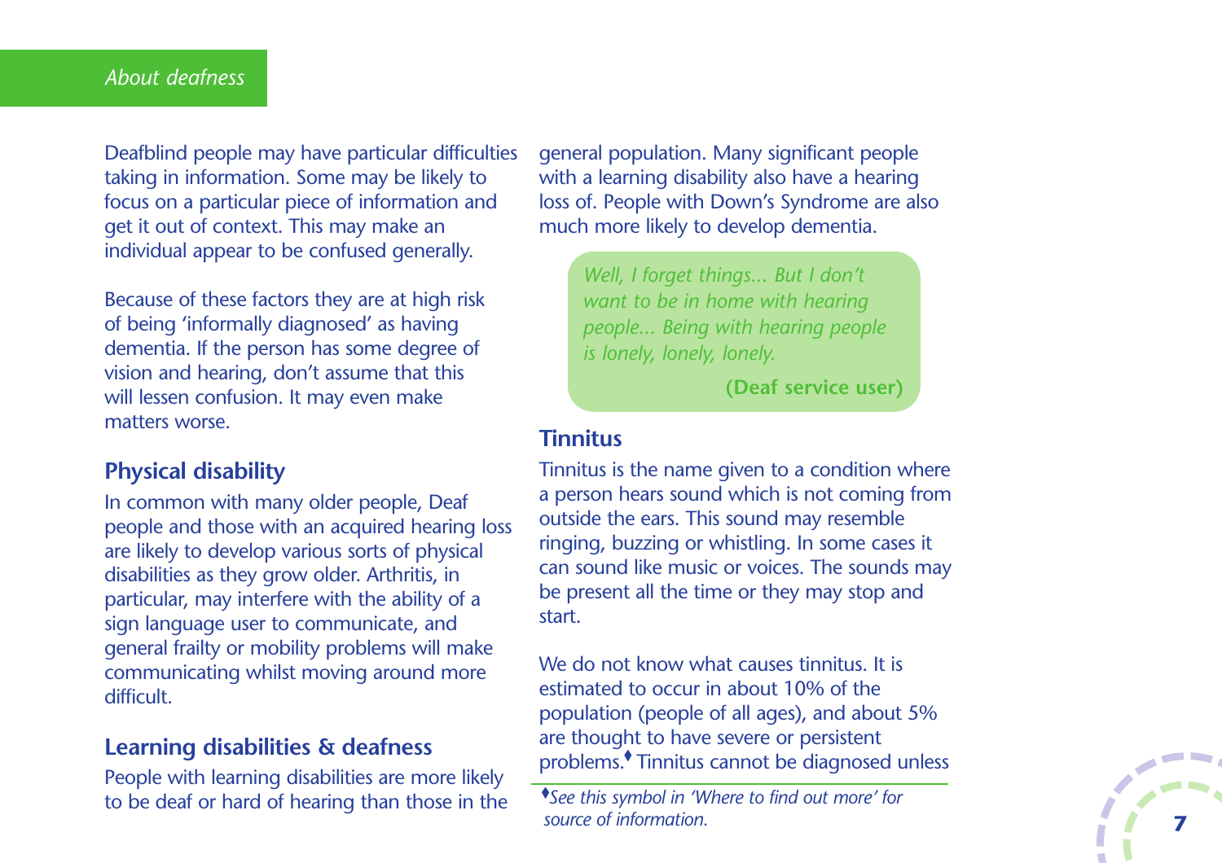Deafblind people may have particular difficulties taking in information. Some may be likely to focus on a particular piece of information and get it out of context. This may make an individual appear to be confused generally.

Because of these factors they are at high risk of being 'informally diagnosed' as having dementia. If the person has some degree of vision and hearing, don't assume that this will lessen confusion. It may even make matters worse.

## Physical disability

In common with many older people, Deaf people and those with an acquired hearing loss are likely to develop various sorts of physical disabilities as they grow older. Arthritis, in particular, may interfere with the ability of a sign language user to communicate, and general frailty or mobility problems will make communicating whilst moving around more difficult.

## Learning disabilities & deafness

People with learning disabilities are more likely to be deaf or hard of hearing than those in the general population. Many significant people with a learning disability also have a hearing loss of. People with Down's Syndrome are also much more likely to develop dementia.

> *Well, I forget things... But I don't want to be in home with hearing people... Being with hearing people is lonely, lonely, lonely.*
>
> **(Deaf service user)**

## Tinnitus

Tinnitus is the name given to a condition where a person hears sound which is not coming from outside the ears. This sound may resemble ringing, buzzing or whistling. In some cases it can sound like music or voices. The sounds may be present all the time or they may stop and start.

We do not know what causes tinnitus. It is estimated to occur in about 10% of the population (people of all ages), and about 5% are thought to have severe or persistent problems.♦ Tinnitus cannot be diagnosed unless

♦*See this symbol in 'Where to find out more' for source of information.*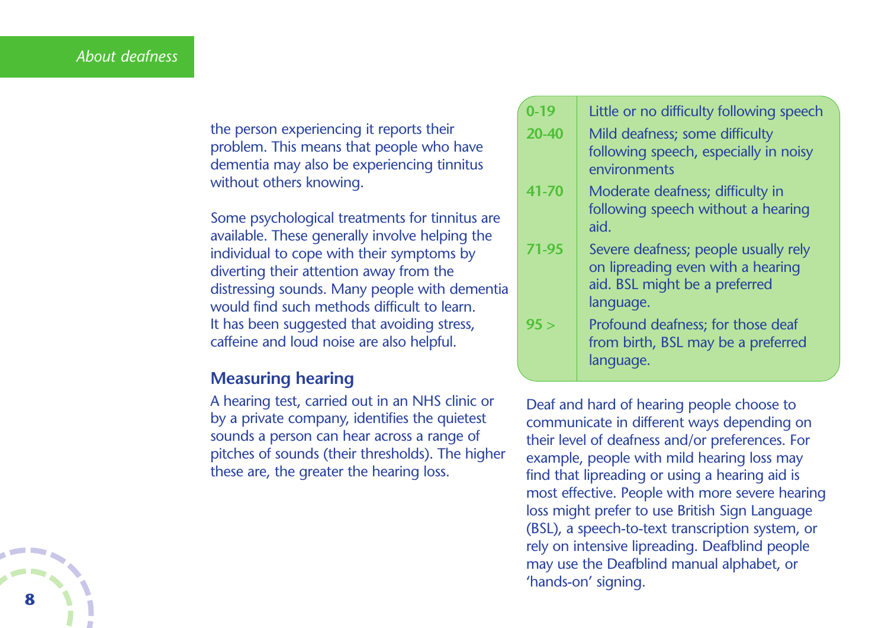the person experiencing it reports their problem. This means that people who have dementia may also be experiencing tinnitus without others knowing.

Some psychological treatments for tinnitus are available. These generally involve helping the individual to cope with their symptoms by diverting their attention away from the distressing sounds. Many people with dementia would find such methods difficult to learn. It has been suggested that avoiding stress, caffeine and loud noise are also helpful.

## Measuring hearing

A hearing test, carried out in an NHS clinic or by a private company, identifies the quietest sounds a person can hear across a range of pitches of sounds (their thresholds). The higher these are, the greater the hearing loss.

| | |
|---|---|
| **0-19** | Little or no difficulty following speech |
| **20-40** | Mild deafness; some difficulty following speech, especially in noisy environments |
| **41-70** | Moderate deafness; difficulty in following speech without a hearing aid. |
| **71-95** | Severe deafness; people usually rely on lipreading even with a hearing aid. BSL might be a preferred language. |
| **95 >** | Profound deafness; for those deaf from birth, BSL may be a preferred language. |

Deaf and hard of hearing people choose to communicate in different ways depending on their level of deafness and/or preferences. For example, people with mild hearing loss may find that lipreading or using a hearing aid is most effective. People with more severe hearing loss might prefer to use British Sign Language (BSL), a speech-to-text transcription system, or rely on intensive lipreading. Deafblind people may use the Deafblind manual alphabet, or 'hands-on' signing.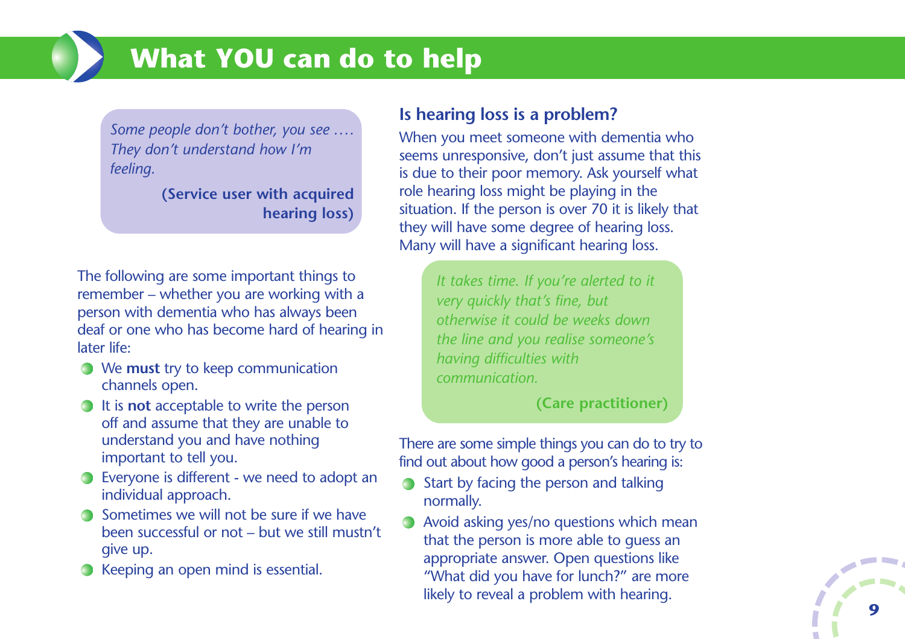# What YOU can do to help

> *Some people don't bother, you see …. They don't understand how I'm feeling.*
>
> **(Service user with acquired hearing loss)**

The following are some important things to remember – whether you are working with a person with dementia who has always been deaf or one who has become hard of hearing in later life:

- We **must** try to keep communication channels open.
- It is **not** acceptable to write the person off and assume that they are unable to understand you and have nothing important to tell you.
- Everyone is different - we need to adopt an individual approach.
- Sometimes we will not be sure if we have been successful or not – but we still mustn't give up.
- Keeping an open mind is essential.

## Is hearing loss is a problem?

When you meet someone with dementia who seems unresponsive, don't just assume that this is due to their poor memory. Ask yourself what role hearing loss might be playing in the situation. If the person is over 70 it is likely that they will have some degree of hearing loss. Many will have a significant hearing loss.

> *It takes time. If you're alerted to it very quickly that's fine, but otherwise it could be weeks down the line and you realise someone's having difficulties with communication.*
>
> **(Care practitioner)**

There are some simple things you can do to try to find out about how good a person's hearing is:

- Start by facing the person and talking normally.
- Avoid asking yes/no questions which mean that the person is more able to guess an appropriate answer. Open questions like "What did you have for lunch?" are more likely to reveal a problem with hearing.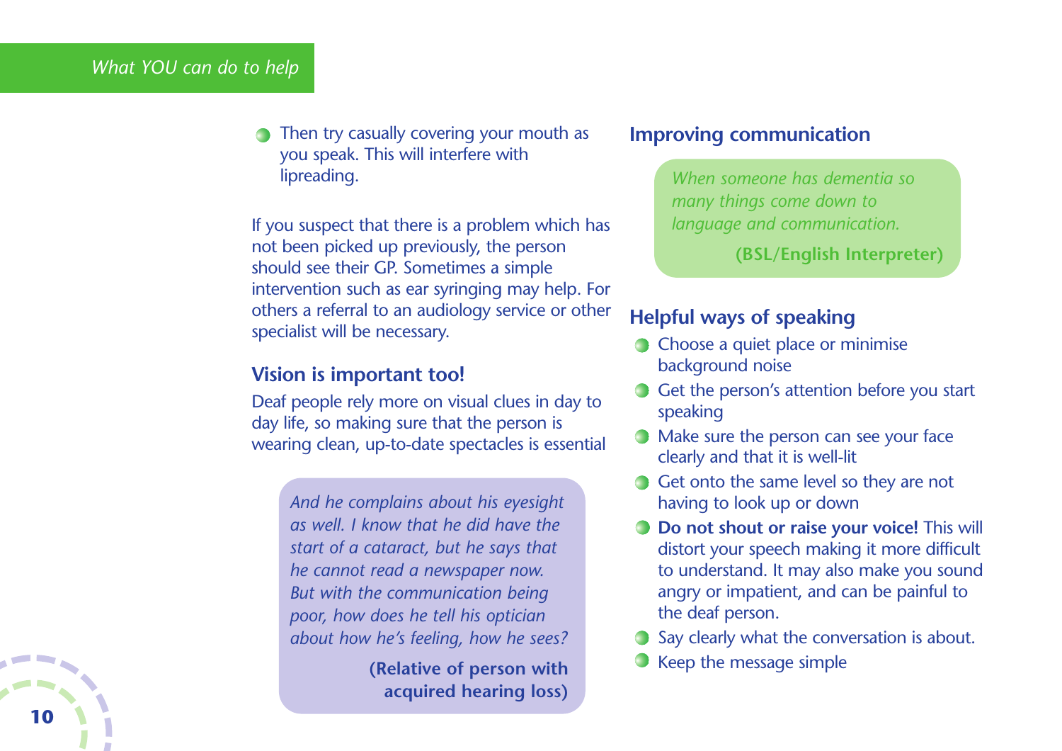- Then try casually covering your mouth as you speak. This will interfere with lipreading.

If you suspect that there is a problem which has not been picked up previously, the person should see their GP. Sometimes a simple intervention such as ear syringing may help. For others a referral to an audiology service or other specialist will be necessary.

### Vision is important too!

Deaf people rely more on visual clues in day to day life, so making sure that the person is wearing clean, up-to-date spectacles is essential

> *And he complains about his eyesight as well. I know that he did have the start of a cataract, but he says that he cannot read a newspaper now. But with the communication being poor, how does he tell his optician about how he's feeling, how he sees?*
>
> **(Relative of person with acquired hearing loss)**

### Improving communication

> *When someone has dementia so many things come down to language and communication.*
>
> **(BSL/English Interpreter)**

### Helpful ways of speaking

- Choose a quiet place or minimise background noise
- Get the person's attention before you start speaking
- Make sure the person can see your face clearly and that it is well-lit
- Get onto the same level so they are not having to look up or down
- **Do not shout or raise your voice!** This will distort your speech making it more difficult to understand. It may also make you sound angry or impatient, and can be painful to the deaf person.
- Say clearly what the conversation is about.
- Keep the message simple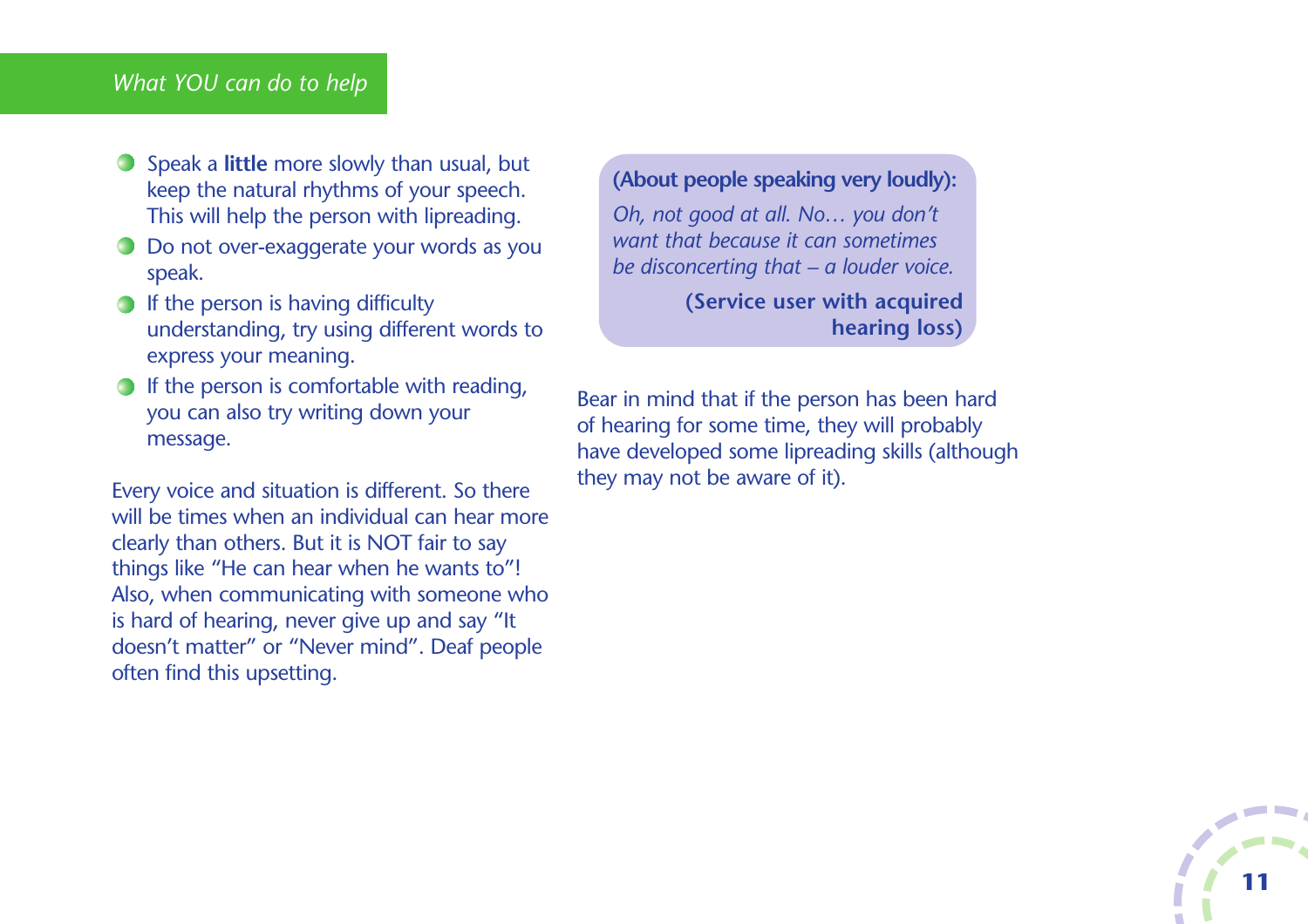## *What YOU can do to help*

- Speak a **little** more slowly than usual, but keep the natural rhythms of your speech. This will help the person with lipreading.
- Do not over-exaggerate your words as you speak.
- If the person is having difficulty understanding, try using different words to express your meaning.
- If the person is comfortable with reading, you can also try writing down your message.

Every voice and situation is different. So there will be times when an individual can hear more clearly than others. But it is NOT fair to say things like "He can hear when he wants to"! Also, when communicating with someone who is hard of hearing, never give up and say "It doesn't matter" or "Never mind". Deaf people often find this upsetting.

> **(About people speaking very loudly):**
>
> *Oh, not good at all. No… you don't want that because it can sometimes be disconcerting that – a louder voice.*
>
> **(Service user with acquired hearing loss)**

Bear in mind that if the person has been hard of hearing for some time, they will probably have developed some lipreading skills (although they may not be aware of it).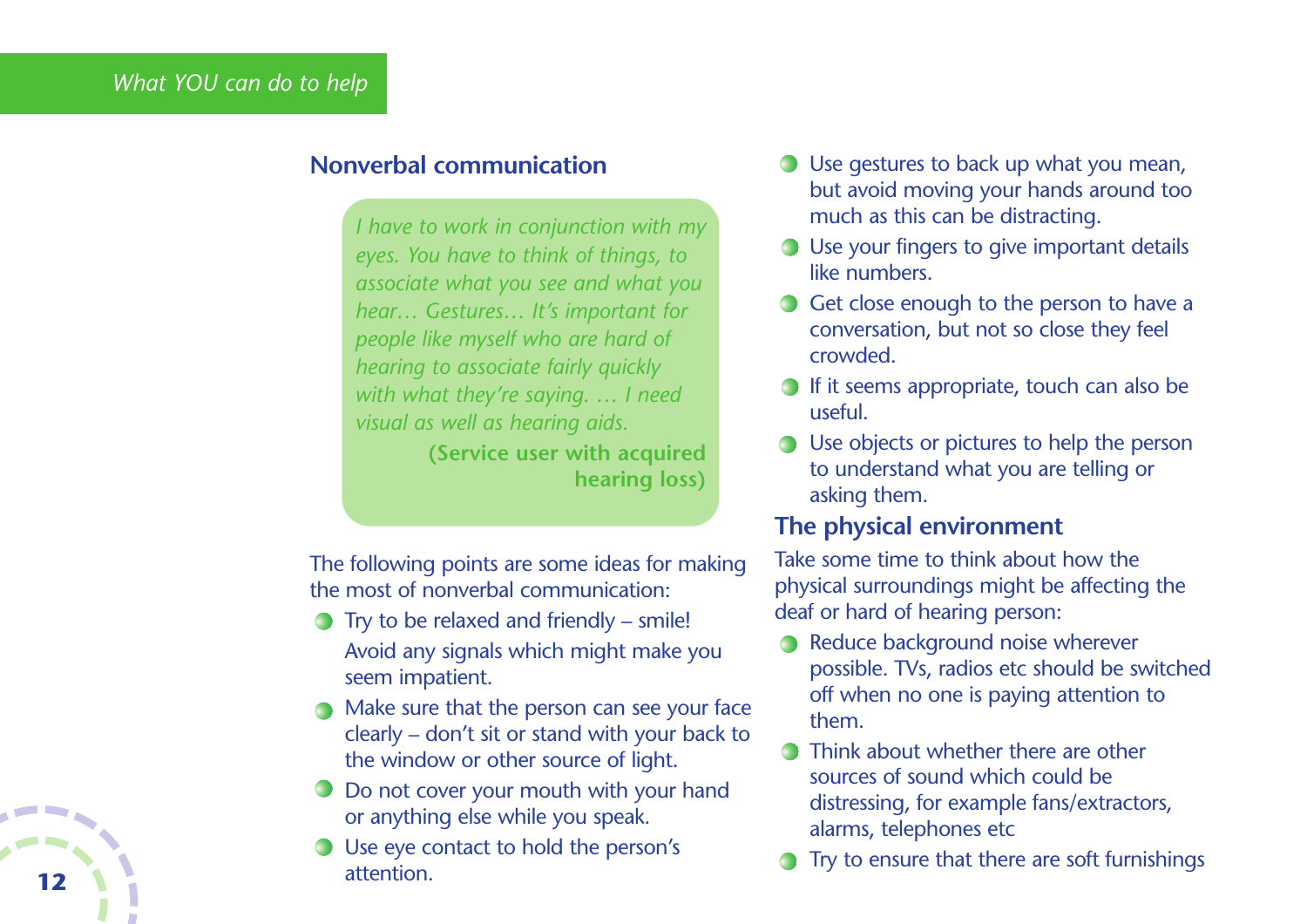## Nonverbal communication

> *I have to work in conjunction with my eyes. You have to think of things, to associate what you see and what you hear… Gestures… It's important for people like myself who are hard of hearing to associate fairly quickly with what they're saying. … I need visual as well as hearing aids.*
>
> **(Service user with acquired hearing loss)**

The following points are some ideas for making the most of nonverbal communication:

- Try to be relaxed and friendly – smile! Avoid any signals which might make you seem impatient.
- Make sure that the person can see your face clearly – don't sit or stand with your back to the window or other source of light.
- Do not cover your mouth with your hand or anything else while you speak.
- Use eye contact to hold the person's attention.
- Use gestures to back up what you mean, but avoid moving your hands around too much as this can be distracting.
- Use your fingers to give important details like numbers.
- Get close enough to the person to have a conversation, but not so close they feel crowded.
- If it seems appropriate, touch can also be useful.
- Use objects or pictures to help the person to understand what you are telling or asking them.

## The physical environment

Take some time to think about how the physical surroundings might be affecting the deaf or hard of hearing person:

- Reduce background noise wherever possible. TVs, radios etc should be switched off when no one is paying attention to them.
- Think about whether there are other sources of sound which could be distressing, for example fans/extractors, alarms, telephones etc
- Try to ensure that there are soft furnishings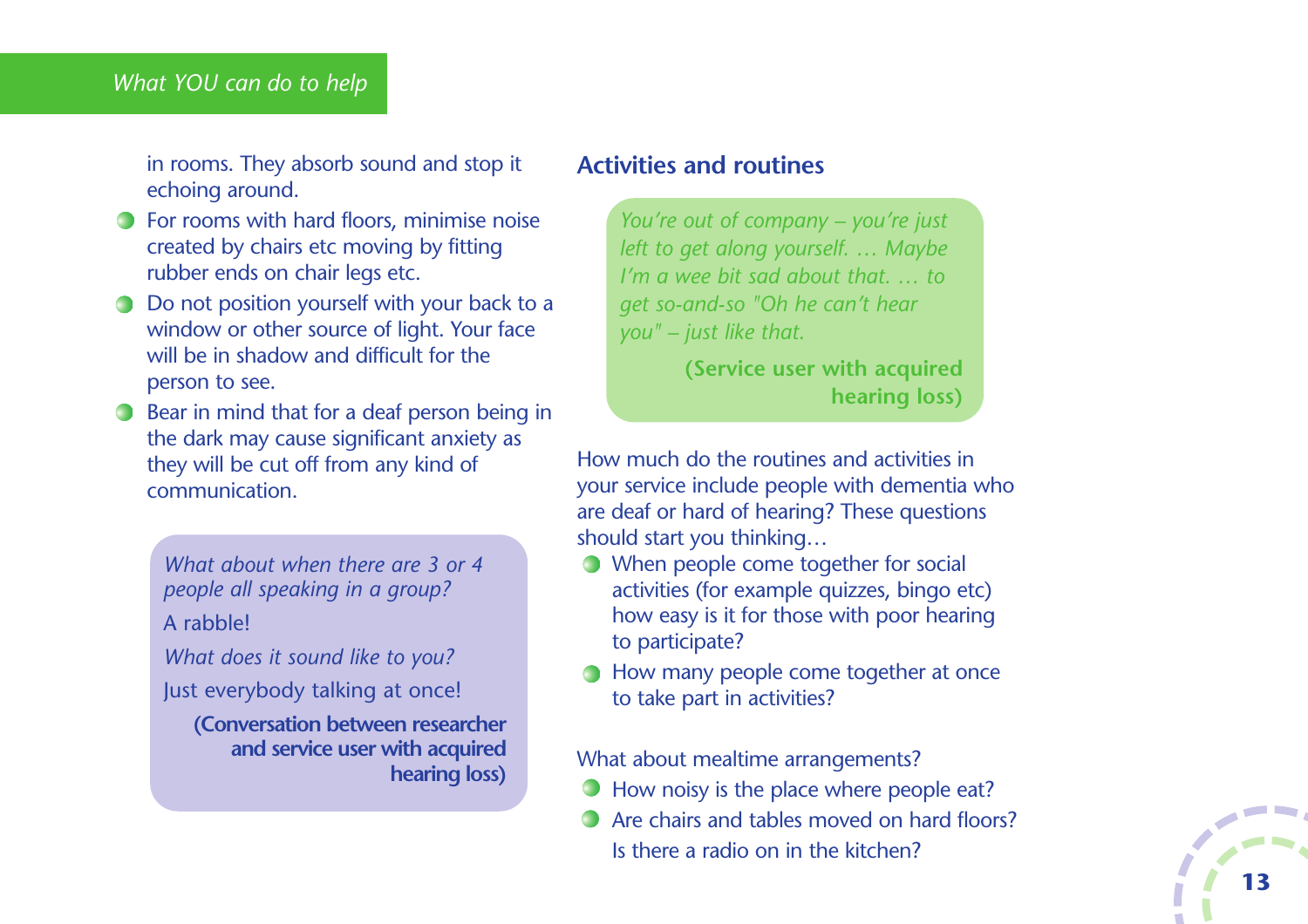in rooms. They absorb sound and stop it echoing around.

- For rooms with hard floors, minimise noise created by chairs etc moving by fitting rubber ends on chair legs etc.
- Do not position yourself with your back to a window or other source of light. Your face will be in shadow and difficult for the person to see.
- Bear in mind that for a deaf person being in the dark may cause significant anxiety as they will be cut off from any kind of communication.

> *What about when there are 3 or 4 people all speaking in a group?*
>
> A rabble!
>
> *What does it sound like to you?*
>
> Just everybody talking at once!
>
> **(Conversation between researcher and service user with acquired hearing loss)**

## Activities and routines

> *You're out of company – you're just left to get along yourself. … Maybe I'm a wee bit sad about that. … to get so-and-so "Oh he can't hear you" – just like that.*
>
> **(Service user with acquired hearing loss)**

How much do the routines and activities in your service include people with dementia who are deaf or hard of hearing? These questions should start you thinking…

- When people come together for social activities (for example quizzes, bingo etc) how easy is it for those with poor hearing to participate?
- How many people come together at once to take part in activities?

What about mealtime arrangements?

- How noisy is the place where people eat?
- Are chairs and tables moved on hard floors? Is there a radio on in the kitchen?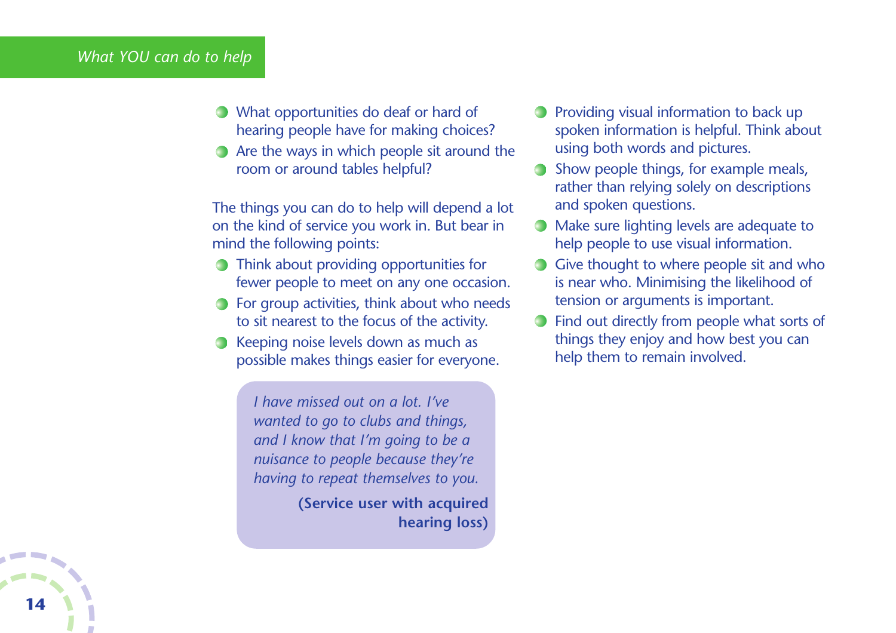- What opportunities do deaf or hard of hearing people have for making choices?
- Are the ways in which people sit around the room or around tables helpful?

The things you can do to help will depend a lot on the kind of service you work in. But bear in mind the following points:

- Think about providing opportunities for fewer people to meet on any one occasion.
- For group activities, think about who needs to sit nearest to the focus of the activity.
- Keeping noise levels down as much as possible makes things easier for everyone.

> *I have missed out on a lot. I've wanted to go to clubs and things, and I know that I'm going to be a nuisance to people because they're having to repeat themselves to you.*
>
> **(Service user with acquired hearing loss)**

- Providing visual information to back up spoken information is helpful. Think about using both words and pictures.
- Show people things, for example meals, rather than relying solely on descriptions and spoken questions.
- Make sure lighting levels are adequate to help people to use visual information.
- Give thought to where people sit and who is near who. Minimising the likelihood of tension or arguments is important.
- Find out directly from people what sorts of things they enjoy and how best you can help them to remain involved.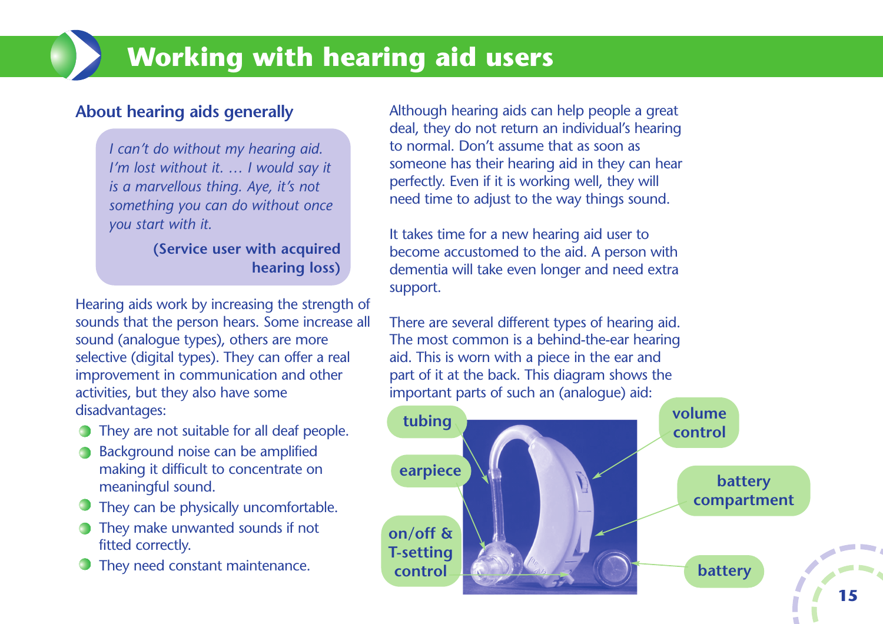# Working with hearing aid users

## About hearing aids generally

> *I can't do without my hearing aid. I'm lost without it. … I would say it is a marvellous thing. Aye, it's not something you can do without once you start with it.*
>
> **(Service user with acquired hearing loss)**

Hearing aids work by increasing the strength of sounds that the person hears. Some increase all sound (analogue types), others are more selective (digital types). They can offer a real improvement in communication and other activities, but they also have some disadvantages:

- They are not suitable for all deaf people.
- Background noise can be amplified making it difficult to concentrate on meaningful sound.
- They can be physically uncomfortable.
- They make unwanted sounds if not fitted correctly.
- They need constant maintenance.

Although hearing aids can help people a great deal, they do not return an individual's hearing to normal. Don't assume that as soon as someone has their hearing aid in they can hear perfectly. Even if it is working well, they will need time to adjust to the way things sound.

It takes time for a new hearing aid user to become accustomed to the aid. A person with dementia will take even longer and need extra support.

There are several different types of hearing aid. The most common is a behind-the-ear hearing aid. This is worn with a piece in the ear and part of it at the back. This diagram shows the important parts of such an (analogue) aid:

tubing, earpiece, on/off & T-setting control, volume control, battery compartment, battery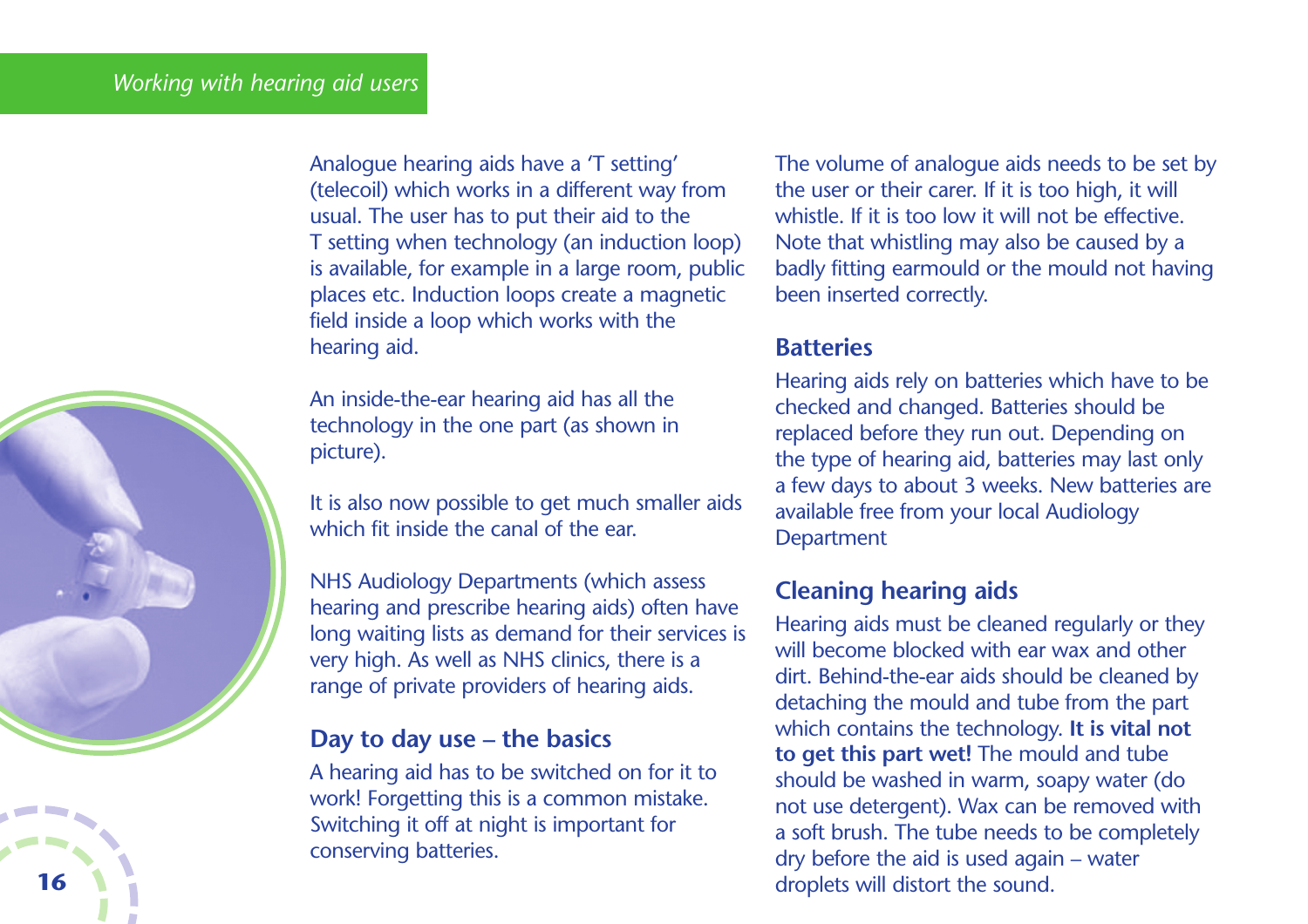Analogue hearing aids have a 'T setting' (telecoil) which works in a different way from usual. The user has to put their aid to the T setting when technology (an induction loop) is available, for example in a large room, public places etc. Induction loops create a magnetic field inside a loop which works with the hearing aid.

An inside-the-ear hearing aid has all the technology in the one part (as shown in picture).

It is also now possible to get much smaller aids which fit inside the canal of the ear.

NHS Audiology Departments (which assess hearing and prescribe hearing aids) often have long waiting lists as demand for their services is very high. As well as NHS clinics, there is a range of private providers of hearing aids.

## Day to day use – the basics

A hearing aid has to be switched on for it to work! Forgetting this is a common mistake. Switching it off at night is important for conserving batteries.

The volume of analogue aids needs to be set by the user or their carer. If it is too high, it will whistle. If it is too low it will not be effective. Note that whistling may also be caused by a badly fitting earmould or the mould not having been inserted correctly.

## Batteries

Hearing aids rely on batteries which have to be checked and changed. Batteries should be replaced before they run out. Depending on the type of hearing aid, batteries may last only a few days to about 3 weeks. New batteries are available free from your local Audiology Department

## Cleaning hearing aids

Hearing aids must be cleaned regularly or they will become blocked with ear wax and other dirt. Behind-the-ear aids should be cleaned by detaching the mould and tube from the part which contains the technology. **It is vital not to get this part wet!** The mould and tube should be washed in warm, soapy water (do not use detergent). Wax can be removed with a soft brush. The tube needs to be completely dry before the aid is used again – water droplets will distort the sound.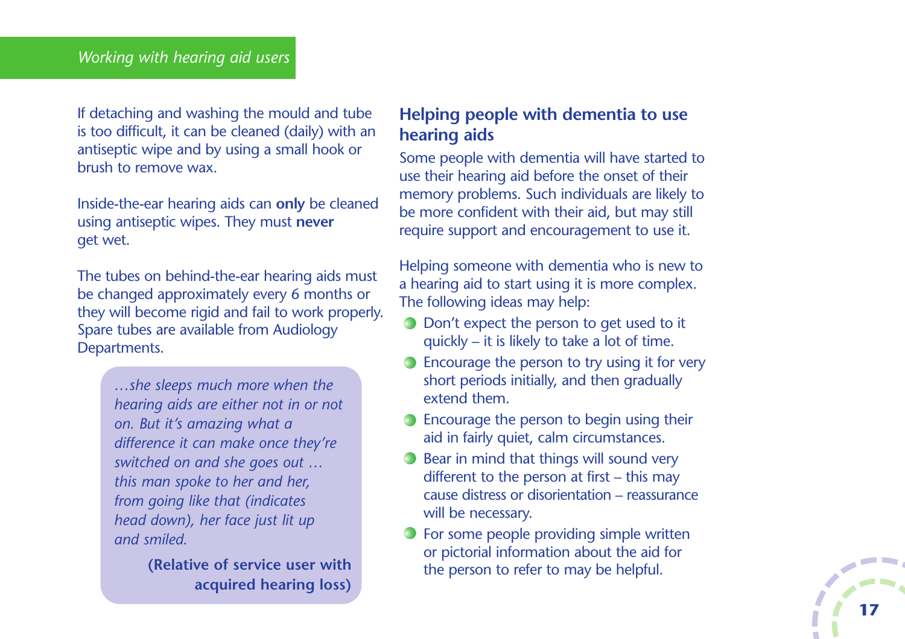If detaching and washing the mould and tube is too difficult, it can be cleaned (daily) with an antiseptic wipe and by using a small hook or brush to remove wax.

Inside-the-ear hearing aids can **only** be cleaned using antiseptic wipes. They must **never** get wet.

The tubes on behind-the-ear hearing aids must be changed approximately every 6 months or they will become rigid and fail to work properly. Spare tubes are available from Audiology Departments.

> *…she sleeps much more when the hearing aids are either not in or not on. But it's amazing what a difference it can make once they're switched on and she goes out … this man spoke to her and her, from going like that (indicates head down), her face just lit up and smiled.*
>
> **(Relative of service user with acquired hearing loss)**

## Helping people with dementia to use hearing aids

Some people with dementia will have started to use their hearing aid before the onset of their memory problems. Such individuals are likely to be more confident with their aid, but may still require support and encouragement to use it.

Helping someone with dementia who is new to a hearing aid to start using it is more complex. The following ideas may help:

- Don't expect the person to get used to it quickly – it is likely to take a lot of time.
- Encourage the person to try using it for very short periods initially, and then gradually extend them.
- Encourage the person to begin using their aid in fairly quiet, calm circumstances.
- Bear in mind that things will sound very different to the person at first – this may cause distress or disorientation – reassurance will be necessary.
- For some people providing simple written or pictorial information about the aid for the person to refer to may be helpful.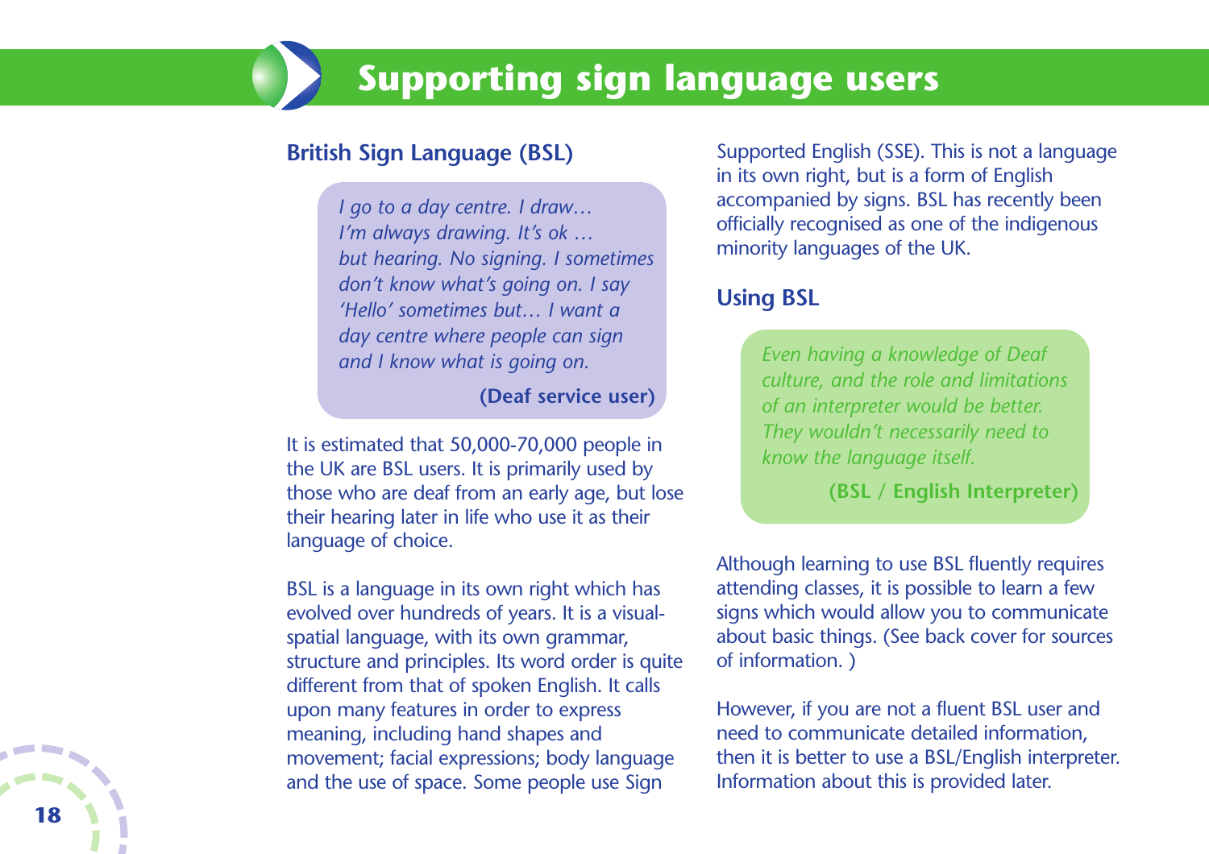# Supporting sign language users

## British Sign Language (BSL)

> *I go to a day centre. I draw… I'm always drawing. It's ok … but hearing. No signing. I sometimes don't know what's going on. I say 'Hello' sometimes but… I want a day centre where people can sign and I know what is going on.*
>
> **(Deaf service user)**

It is estimated that 50,000-70,000 people in the UK are BSL users. It is primarily used by those who are deaf from an early age, but lose their hearing later in life who use it as their language of choice.

BSL is a language in its own right which has evolved over hundreds of years. It is a visual-spatial language, with its own grammar, structure and principles. Its word order is quite different from that of spoken English. It calls upon many features in order to express meaning, including hand shapes and movement; facial expressions; body language and the use of space. Some people use Sign Supported English (SSE). This is not a language in its own right, but is a form of English accompanied by signs. BSL has recently been officially recognised as one of the indigenous minority languages of the UK.

## Using BSL

> *Even having a knowledge of Deaf culture, and the role and limitations of an interpreter would be better. They wouldn't necessarily need to know the language itself.*
>
> **(BSL / English Interpreter)**

Although learning to use BSL fluently requires attending classes, it is possible to learn a few signs which would allow you to communicate about basic things. (See back cover for sources of information. )

However, if you are not a fluent BSL user and need to communicate detailed information, then it is better to use a BSL/English interpreter. Information about this is provided later.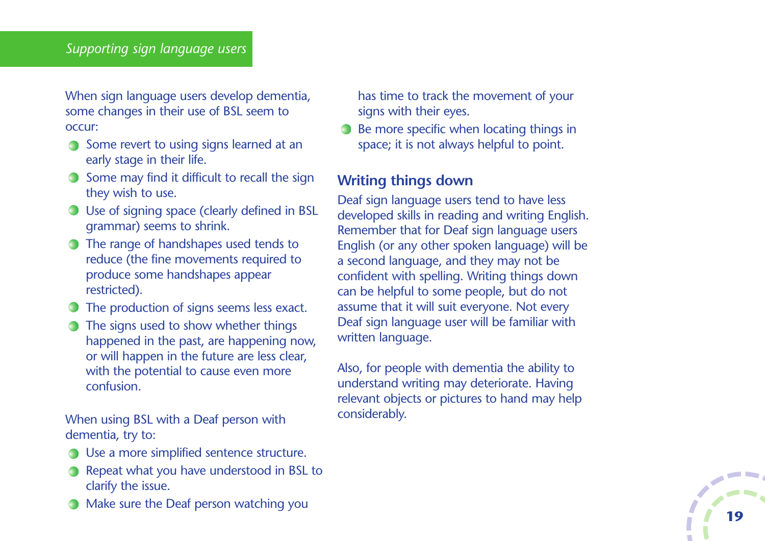When sign language users develop dementia, some changes in their use of BSL seem to occur:

- Some revert to using signs learned at an early stage in their life.
- Some may find it difficult to recall the sign they wish to use.
- Use of signing space (clearly defined in BSL grammar) seems to shrink.
- The range of handshapes used tends to reduce (the fine movements required to produce some handshapes appear restricted).
- The production of signs seems less exact.
- The signs used to show whether things happened in the past, are happening now, or will happen in the future are less clear, with the potential to cause even more confusion.

When using BSL with a Deaf person with dementia, try to:

- Use a more simplified sentence structure.
- Repeat what you have understood in BSL to clarify the issue.
- Make sure the Deaf person watching you has time to track the movement of your signs with their eyes.
- Be more specific when locating things in space; it is not always helpful to point.

## Writing things down

Deaf sign language users tend to have less developed skills in reading and writing English. Remember that for Deaf sign language users English (or any other spoken language) will be a second language, and they may not be confident with spelling. Writing things down can be helpful to some people, but do not assume that it will suit everyone. Not every Deaf sign language user will be familiar with written language.

Also, for people with dementia the ability to understand writing may deteriorate. Having relevant objects or pictures to hand may help considerably.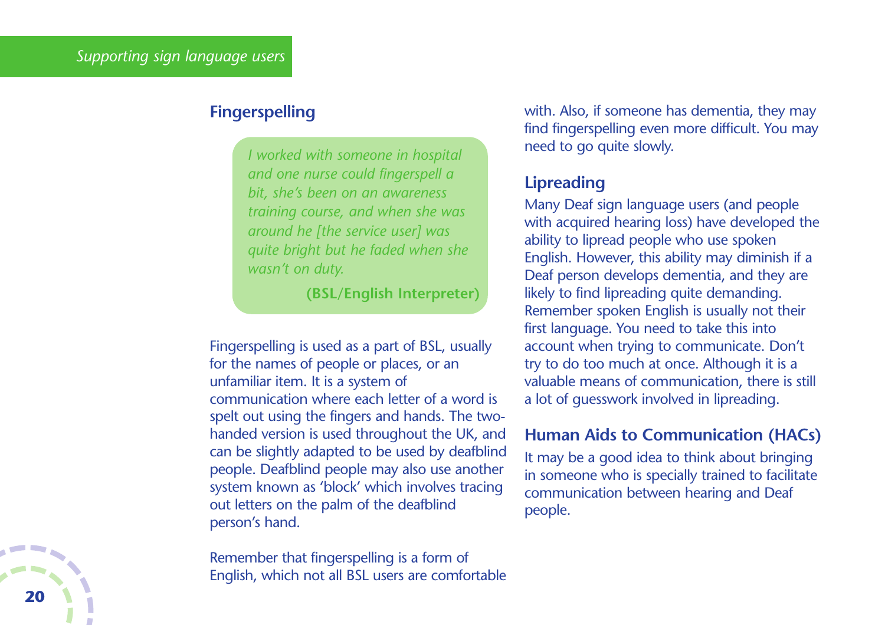## Fingerspelling

> *I worked with someone in hospital and one nurse could fingerspell a bit, she's been on an awareness training course, and when she was around he [the service user] was quite bright but he faded when she wasn't on duty.*
>
> **(BSL/English Interpreter)**

Fingerspelling is used as a part of BSL, usually for the names of people or places, or an unfamiliar item. It is a system of communication where each letter of a word is spelt out using the fingers and hands. The two-handed version is used throughout the UK, and can be slightly adapted to be used by deafblind people. Deafblind people may also use another system known as 'block' which involves tracing out letters on the palm of the deafblind person's hand.

Remember that fingerspelling is a form of English, which not all BSL users are comfortable with. Also, if someone has dementia, they may find fingerspelling even more difficult. You may need to go quite slowly.

## Lipreading

Many Deaf sign language users (and people with acquired hearing loss) have developed the ability to lipread people who use spoken English. However, this ability may diminish if a Deaf person develops dementia, and they are likely to find lipreading quite demanding. Remember spoken English is usually not their first language. You need to take this into account when trying to communicate. Don't try to do too much at once. Although it is a valuable means of communication, there is still a lot of guesswork involved in lipreading.

## Human Aids to Communication (HACs)

It may be a good idea to think about bringing in someone who is specially trained to facilitate communication between hearing and Deaf people.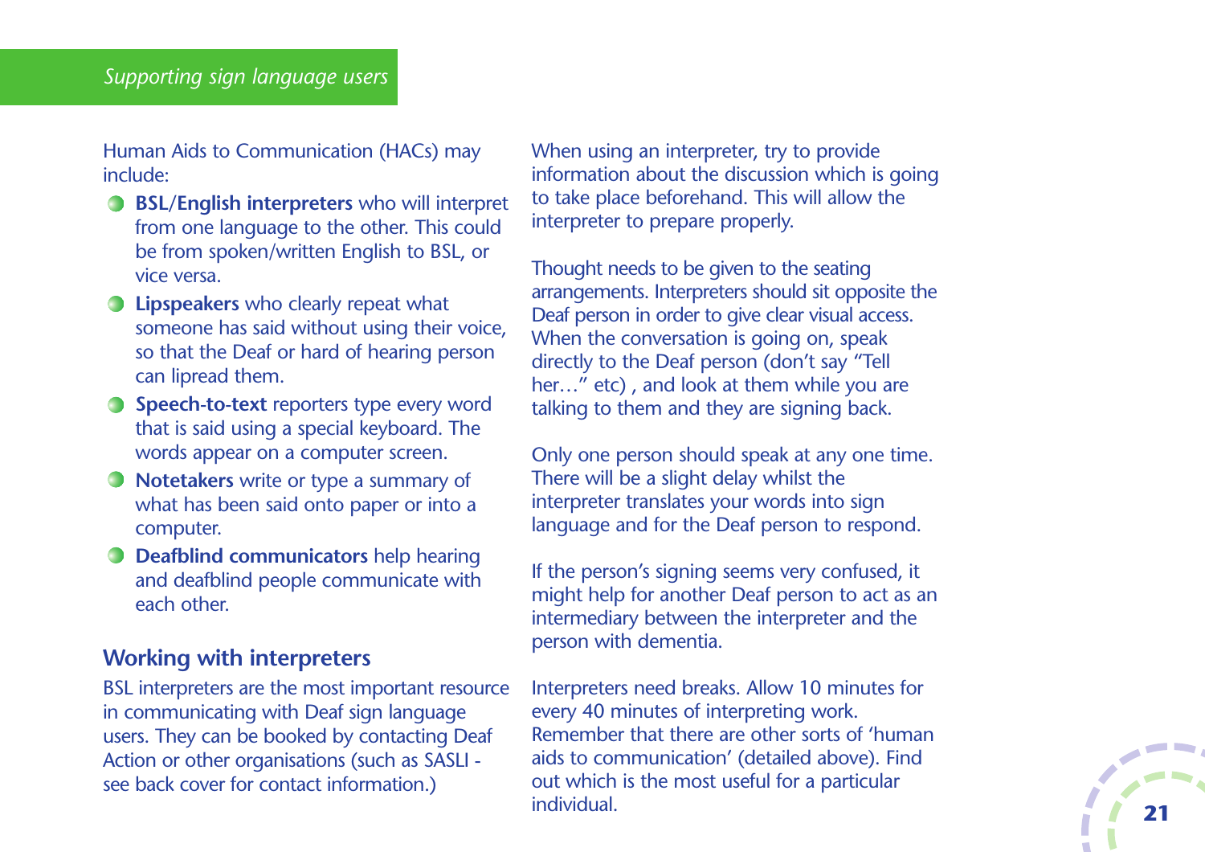Human Aids to Communication (HACs) may include:

- **BSL/English interpreters** who will interpret from one language to the other. This could be from spoken/written English to BSL, or vice versa.
- **Lipspeakers** who clearly repeat what someone has said without using their voice, so that the Deaf or hard of hearing person can lipread them.
- **Speech-to-text** reporters type every word that is said using a special keyboard. The words appear on a computer screen.
- **Notetakers** write or type a summary of what has been said onto paper or into a computer.
- **Deafblind communicators** help hearing and deafblind people communicate with each other.

## Working with interpreters

BSL interpreters are the most important resource in communicating with Deaf sign language users. They can be booked by contacting Deaf Action or other organisations (such as SASLI - see back cover for contact information.)

When using an interpreter, try to provide information about the discussion which is going to take place beforehand. This will allow the interpreter to prepare properly.

Thought needs to be given to the seating arrangements. Interpreters should sit opposite the Deaf person in order to give clear visual access. When the conversation is going on, speak directly to the Deaf person (don't say "Tell her…" etc) , and look at them while you are talking to them and they are signing back.

Only one person should speak at any one time. There will be a slight delay whilst the interpreter translates your words into sign language and for the Deaf person to respond.

If the person's signing seems very confused, it might help for another Deaf person to act as an intermediary between the interpreter and the person with dementia.

Interpreters need breaks. Allow 10 minutes for every 40 minutes of interpreting work. Remember that there are other sorts of 'human aids to communication' (detailed above). Find out which is the most useful for a particular individual.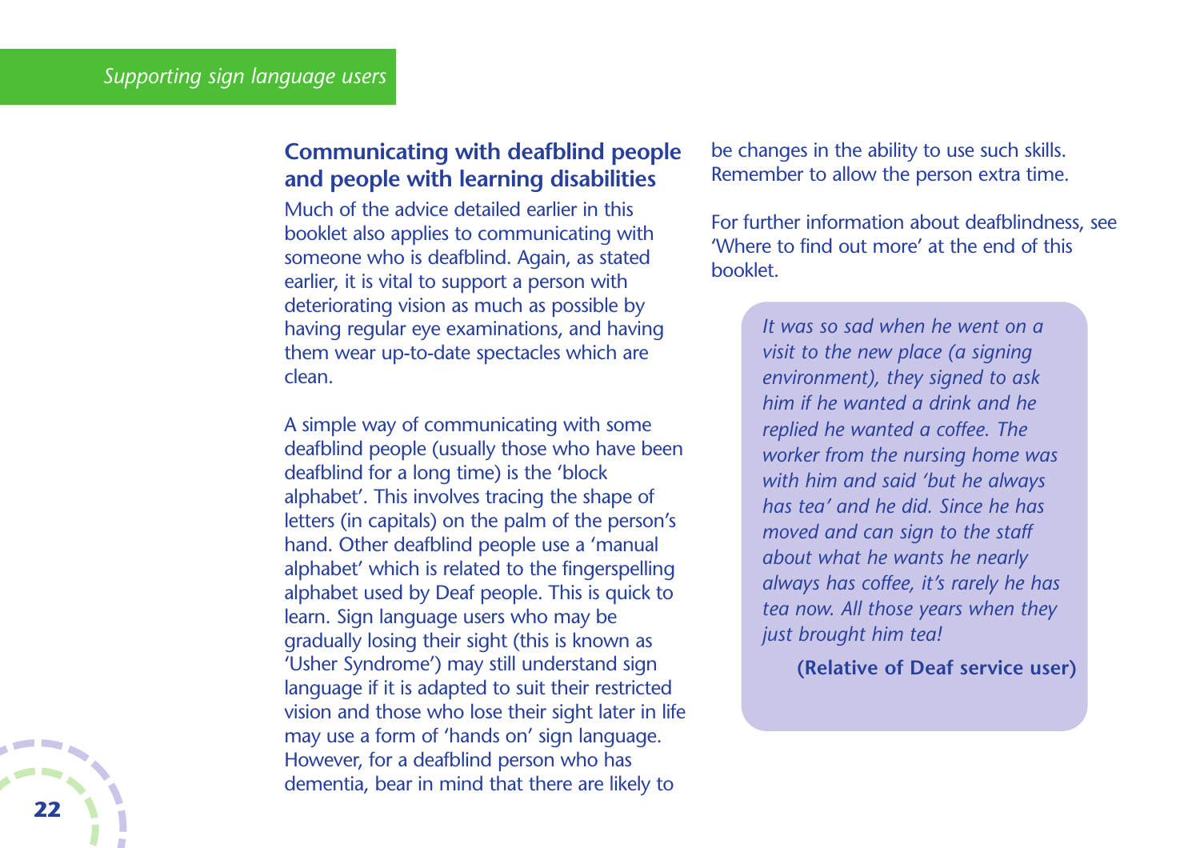## Communicating with deafblind people and people with learning disabilities

Much of the advice detailed earlier in this booklet also applies to communicating with someone who is deafblind. Again, as stated earlier, it is vital to support a person with deteriorating vision as much as possible by having regular eye examinations, and having them wear up-to-date spectacles which are clean.

A simple way of communicating with some deafblind people (usually those who have been deafblind for a long time) is the 'block alphabet'. This involves tracing the shape of letters (in capitals) on the palm of the person's hand. Other deafblind people use a 'manual alphabet' which is related to the fingerspelling alphabet used by Deaf people. This is quick to learn. Sign language users who may be gradually losing their sight (this is known as 'Usher Syndrome') may still understand sign language if it is adapted to suit their restricted vision and those who lose their sight later in life may use a form of 'hands on' sign language. However, for a deafblind person who has dementia, bear in mind that there are likely to be changes in the ability to use such skills. Remember to allow the person extra time.

For further information about deafblindness, see 'Where to find out more' at the end of this booklet.

> *It was so sad when he went on a visit to the new place (a signing environment), they signed to ask him if he wanted a drink and he replied he wanted a coffee. The worker from the nursing home was with him and said 'but he always has tea' and he did. Since he has moved and can sign to the staff about what he wants he nearly always has coffee, it's rarely he has tea now. All those years when they just brought him tea!*
>
> **(Relative of Deaf service user)**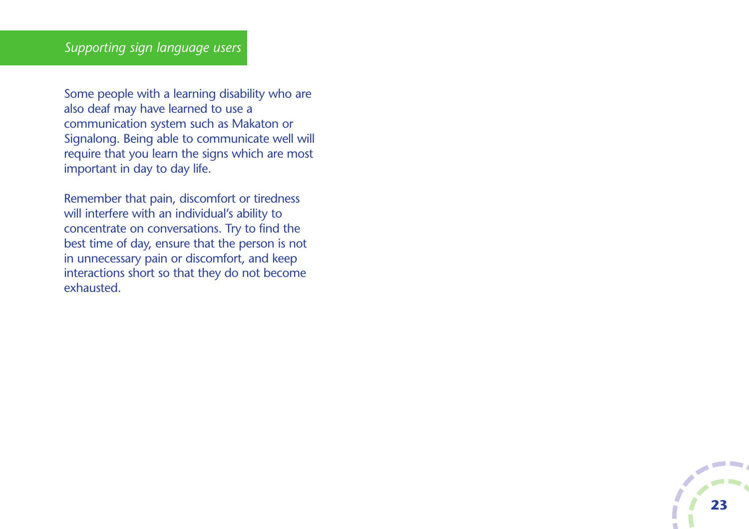## *Supporting sign language users*

Some people with a learning disability who are also deaf may have learned to use a communication system such as Makaton or Signalong. Being able to communicate well will require that you learn the signs which are most important in day to day life.

Remember that pain, discomfort or tiredness will interfere with an individual's ability to concentrate on conversations. Try to find the best time of day, ensure that the person is not in unnecessary pain or discomfort, and keep interactions short so that they do not become exhausted.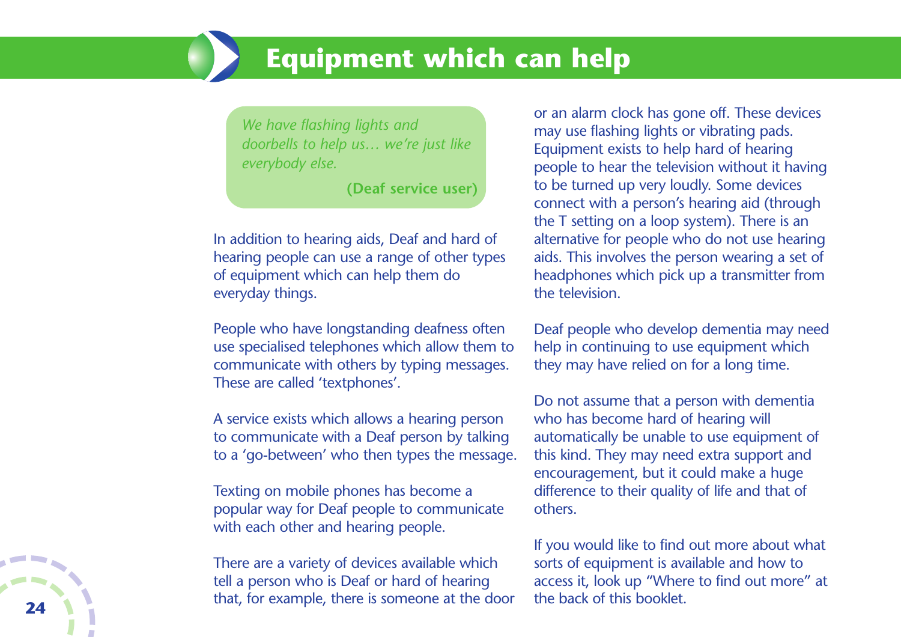# Equipment which can help

> *We have flashing lights and doorbells to help us… we're just like everybody else.*
>
> **(Deaf service user)**

In addition to hearing aids, Deaf and hard of hearing people can use a range of other types of equipment which can help them do everyday things.

People who have longstanding deafness often use specialised telephones which allow them to communicate with others by typing messages. These are called 'textphones'.

A service exists which allows a hearing person to communicate with a Deaf person by talking to a 'go-between' who then types the message.

Texting on mobile phones has become a popular way for Deaf people to communicate with each other and hearing people.

There are a variety of devices available which tell a person who is Deaf or hard of hearing that, for example, there is someone at the door or an alarm clock has gone off. These devices may use flashing lights or vibrating pads. Equipment exists to help hard of hearing people to hear the television without it having to be turned up very loudly. Some devices connect with a person's hearing aid (through the T setting on a loop system). There is an alternative for people who do not use hearing aids. This involves the person wearing a set of headphones which pick up a transmitter from the television.

Deaf people who develop dementia may need help in continuing to use equipment which they may have relied on for a long time.

Do not assume that a person with dementia who has become hard of hearing will automatically be unable to use equipment of this kind. They may need extra support and encouragement, but it could make a huge difference to their quality of life and that of others.

If you would like to find out more about what sorts of equipment is available and how to access it, look up "Where to find out more" at the back of this booklet.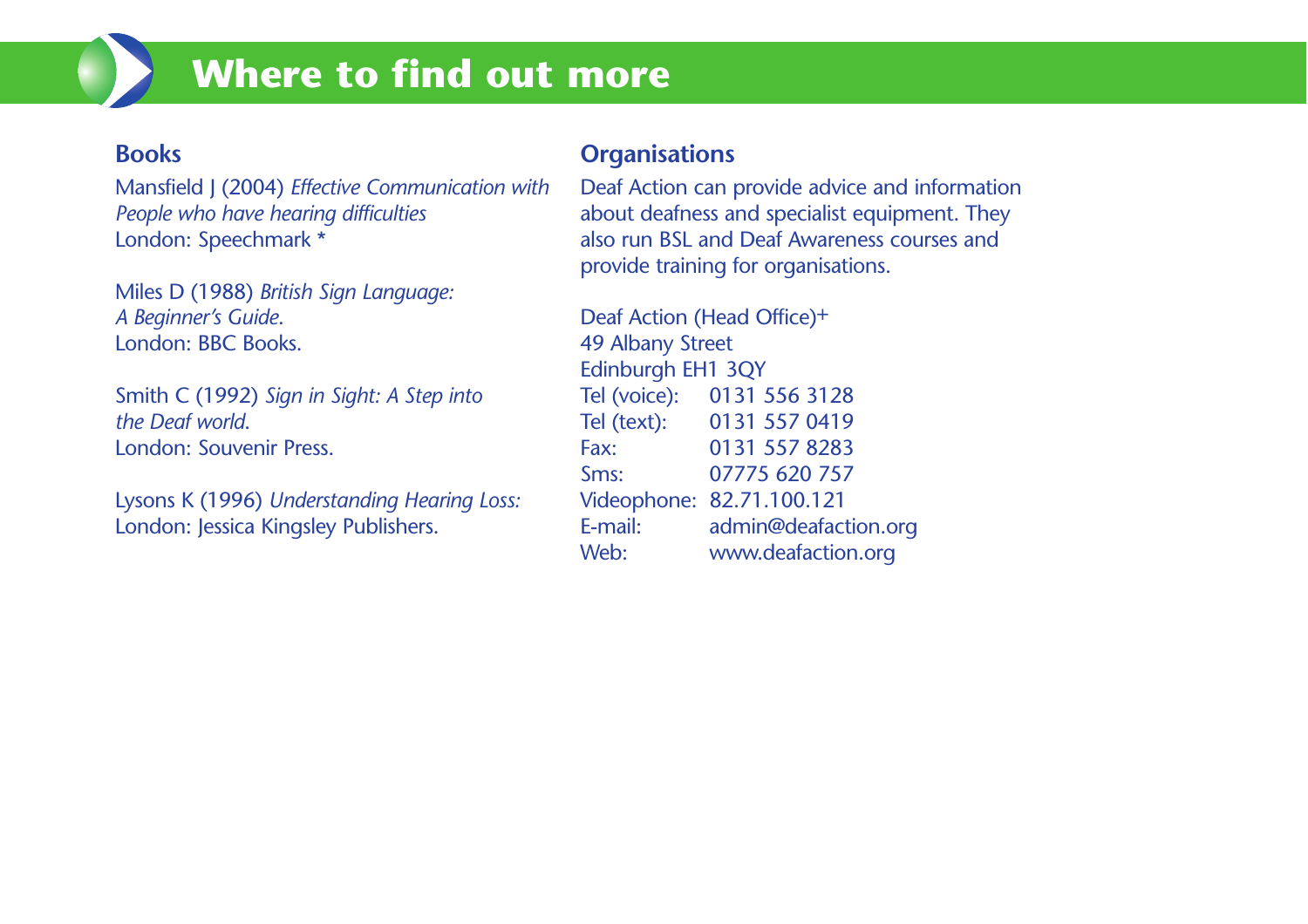# Where to find out more

## Books

Mansfield J (2004) *Effective Communication with People who have hearing difficulties*
London: Speechmark *

Miles D (1988) *British Sign Language: A Beginner's Guide.*
London: BBC Books.

Smith C (1992) *Sign in Sight: A Step into the Deaf world.*
London: Souvenir Press.

Lysons K (1996) *Understanding Hearing Loss:*
London: Jessica Kingsley Publishers.

## Organisations

Deaf Action can provide advice and information about deafness and specialist equipment. They also run BSL and Deaf Awareness courses and provide training for organisations.

Deaf Action (Head Office)+
49 Albany Street
Edinburgh EH1 3QY

| | |
|---|---|
| Tel (voice): | 0131 556 3128 |
| Tel (text): | 0131 557 0419 |
| Fax: | 0131 557 8283 |
| Sms: | 07775 620 757 |
| Videophone: | 82.71.100.121 |
| E-mail: | admin@deafaction.org |
| Web: | www.deafaction.org |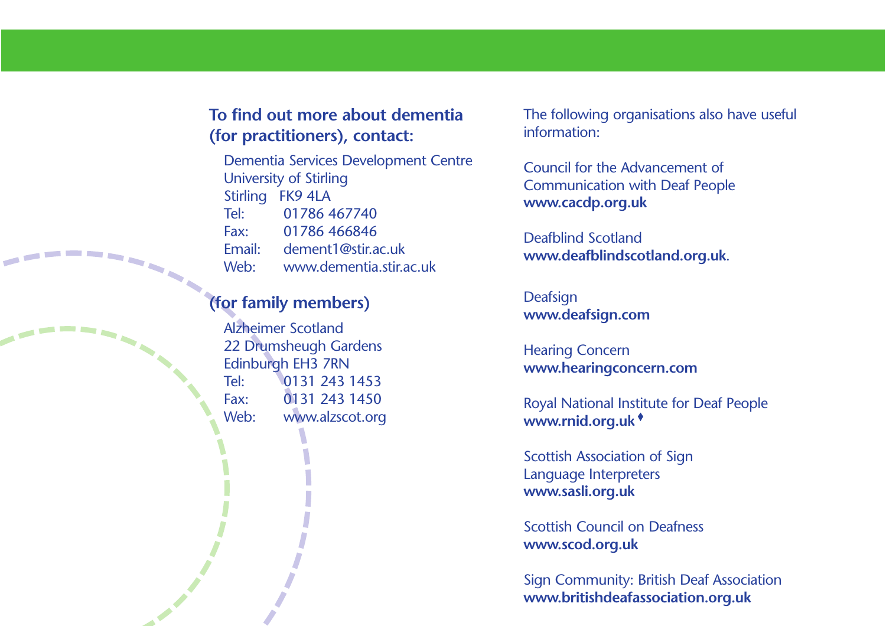## To find out more about dementia (for practitioners), contact:

Dementia Services Development Centre
University of Stirling
Stirling FK9 4LA
Tel: 01786 467740
Fax: 01786 466846
Email: dement1@stir.ac.uk
Web: www.dementia.stir.ac.uk

## (for family members)

Alzheimer Scotland
22 Drumsheugh Gardens
Edinburgh EH3 7RN
Tel: 0131 243 1453
Fax: 0131 243 1450
Web: www.alzscot.org

The following organisations also have useful information:

Council for the Advancement of Communication with Deaf People
**www.cacdp.org.uk**

Deafblind Scotland
**www.deafblindscotland.org.uk**.

Deafsign
**www.deafsign.com**

Hearing Concern
**www.hearingconcern.com**

Royal National Institute for Deaf People
**www.rnid.org.uk** ♦

Scottish Association of Sign Language Interpreters
**www.sasli.org.uk**

Scottish Council on Deafness
**www.scod.org.uk**

Sign Community: British Deaf Association
**www.britishdeafassociation.org.uk**